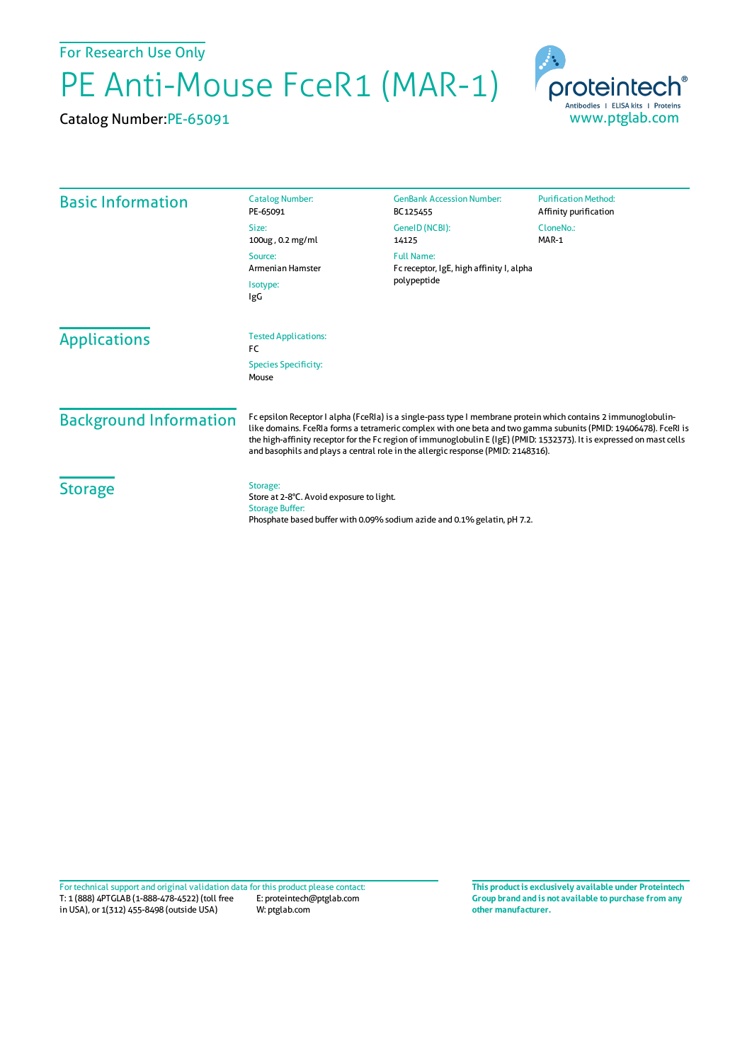For Research Use Only

# PE Anti-Mouse FceR1 (MAR-1)

Catalog Number: PE-65091

proteintech®
Antibodies | ELISA kits | Proteins
www.ptglab.com

## Basic Information

Catalog Number:
PE-65091

Size:
100ug , 0.2 mg/ml

Source:
Armenian Hamster

Isotype:
IgG

GenBank Accession Number:
BC125455

GeneID (NCBI):
14125

Full Name:
Fc receptor, IgE, high affinity I, alpha polypeptide

Purification Method:
Affinity purification

CloneNo.:
MAR-1

## Applications

Tested Applications:
FC

Species Specificity:
Mouse

## Background Information

Fc epsilon Receptor I alpha (FceRIa) is a single-pass type I membrane protein which contains 2 immunoglobulin-like domains. FceRIa forms a tetrameric complex with one beta and two gamma subunits (PMID: 19406478). FceRI is the high-affinity receptor for the Fc region of immunoglobulin E (IgE) (PMID: 1532373). It is expressed on mast cells and basophils and plays a central role in the allergic response (PMID: 2148316).

## Storage

Storage:
Store at 2-8°C. Avoid exposure to light.

Storage Buffer:
Phosphate based buffer with 0.09% sodium azide and 0.1% gelatin, pH 7.2.

For technical support and original validation data for this product please contact:
T: 1 (888) 4PTGLAB (1-888-478-4522) (toll free in USA), or 1(312) 455-8498 (outside USA)
E: proteintech@ptglab.com
W: ptglab.com

**This product is exclusively available under Proteintech Group brand and is not available to purchase from any other manufacturer.**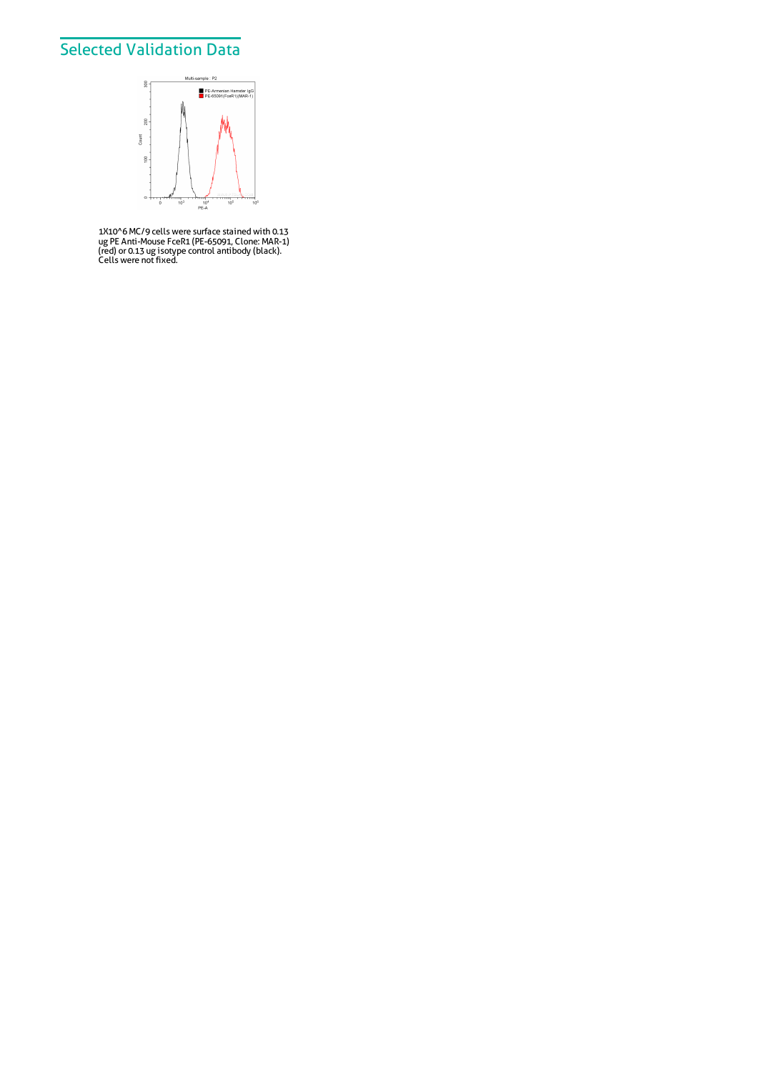## Selected Validation Data

Multi-sample : P2

PE-Armenian Hamster IgG

PE-65091(FceR1)(MAR-1)

Count

300

200

100

0

0

$10^3$

$10^4$

$10^5$

$10^6$

PE-A

1X10^6 MC/9 cells were surface stained with 0.13 ug PE Anti-Mouse FceR1 (PE-65091, Clone: MAR-1) (red) or 0.13 ug isotype control antibody (black). Cells were not fixed.